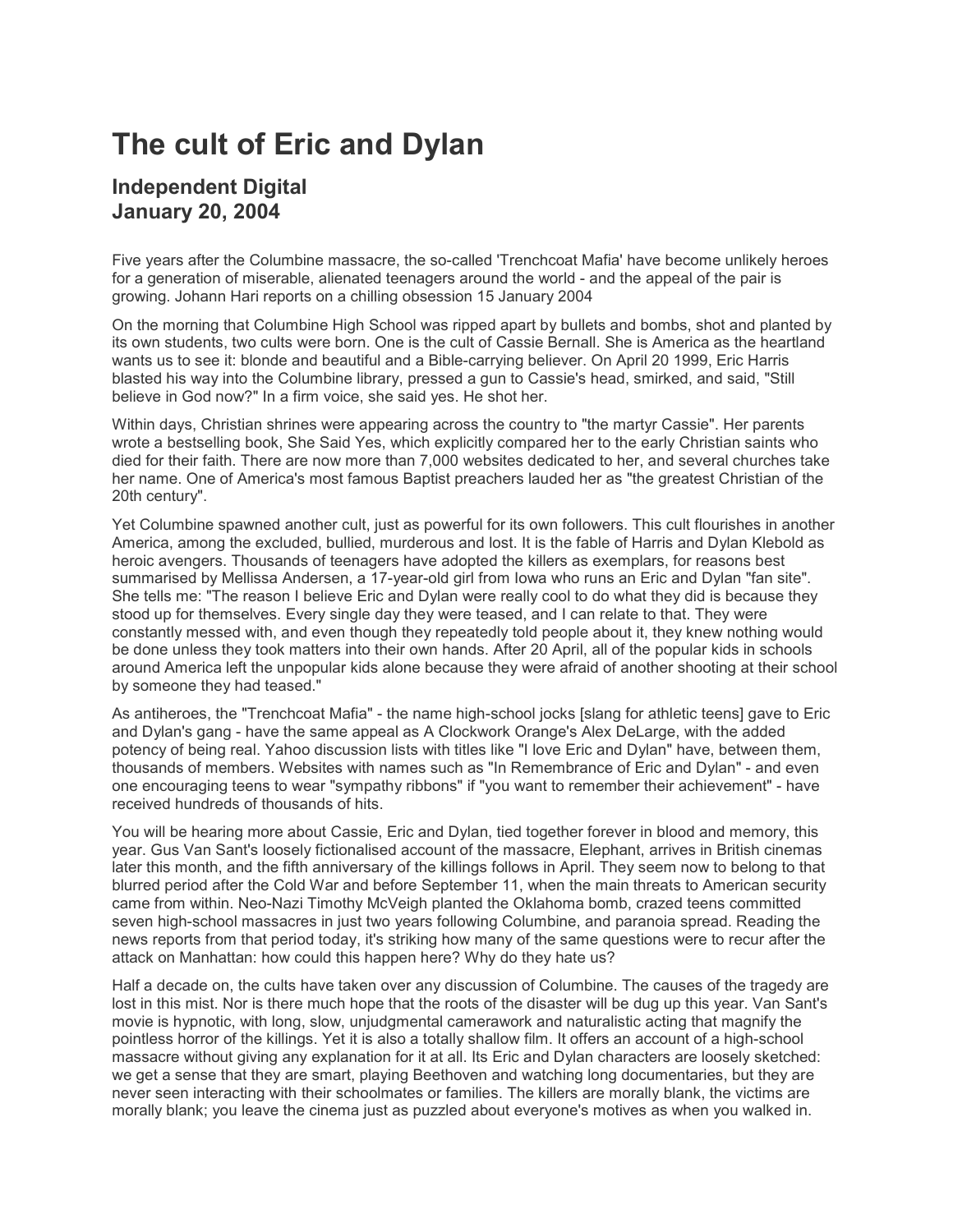# The cult of Eric and Dylan

## Independent Digital
## January 20, 2004

Five years after the Columbine massacre, the so-called 'Trenchcoat Mafia' have become unlikely heroes for a generation of miserable, alienated teenagers around the world - and the appeal of the pair is growing. Johann Hari reports on a chilling obsession 15 January 2004

On the morning that Columbine High School was ripped apart by bullets and bombs, shot and planted by its own students, two cults were born. One is the cult of Cassie Bernall. She is America as the heartland wants us to see it: blonde and beautiful and a Bible-carrying believer. On April 20 1999, Eric Harris blasted his way into the Columbine library, pressed a gun to Cassie's head, smirked, and said, "Still believe in God now?" In a firm voice, she said yes. He shot her.

Within days, Christian shrines were appearing across the country to "the martyr Cassie". Her parents wrote a bestselling book, She Said Yes, which explicitly compared her to the early Christian saints who died for their faith. There are now more than 7,000 websites dedicated to her, and several churches take her name. One of America's most famous Baptist preachers lauded her as "the greatest Christian of the 20th century".

Yet Columbine spawned another cult, just as powerful for its own followers. This cult flourishes in another America, among the excluded, bullied, murderous and lost. It is the fable of Harris and Dylan Klebold as heroic avengers. Thousands of teenagers have adopted the killers as exemplars, for reasons best summarised by Mellissa Andersen, a 17-year-old girl from Iowa who runs an Eric and Dylan "fan site". She tells me: "The reason I believe Eric and Dylan were really cool to do what they did is because they stood up for themselves. Every single day they were teased, and I can relate to that. They were constantly messed with, and even though they repeatedly told people about it, they knew nothing would be done unless they took matters into their own hands. After 20 April, all of the popular kids in schools around America left the unpopular kids alone because they were afraid of another shooting at their school by someone they had teased."

As antiheroes, the "Trenchcoat Mafia" - the name high-school jocks [slang for athletic teens] gave to Eric and Dylan's gang - have the same appeal as A Clockwork Orange's Alex DeLarge, with the added potency of being real. Yahoo discussion lists with titles like "I love Eric and Dylan" have, between them, thousands of members. Websites with names such as "In Remembrance of Eric and Dylan" - and even one encouraging teens to wear "sympathy ribbons" if "you want to remember their achievement" - have received hundreds of thousands of hits.

You will be hearing more about Cassie, Eric and Dylan, tied together forever in blood and memory, this year. Gus Van Sant's loosely fictionalised account of the massacre, Elephant, arrives in British cinemas later this month, and the fifth anniversary of the killings follows in April. They seem now to belong to that blurred period after the Cold War and before September 11, when the main threats to American security came from within. Neo-Nazi Timothy McVeigh planted the Oklahoma bomb, crazed teens committed seven high-school massacres in just two years following Columbine, and paranoia spread. Reading the news reports from that period today, it's striking how many of the same questions were to recur after the attack on Manhattan: how could this happen here? Why do they hate us?

Half a decade on, the cults have taken over any discussion of Columbine. The causes of the tragedy are lost in this mist. Nor is there much hope that the roots of the disaster will be dug up this year. Van Sant's movie is hypnotic, with long, slow, unjudgmental camerawork and naturalistic acting that magnify the pointless horror of the killings. Yet it is also a totally shallow film. It offers an account of a high-school massacre without giving any explanation for it at all. Its Eric and Dylan characters are loosely sketched: we get a sense that they are smart, playing Beethoven and watching long documentaries, but they are never seen interacting with their schoolmates or families. The killers are morally blank, the victims are morally blank; you leave the cinema just as puzzled about everyone's motives as when you walked in.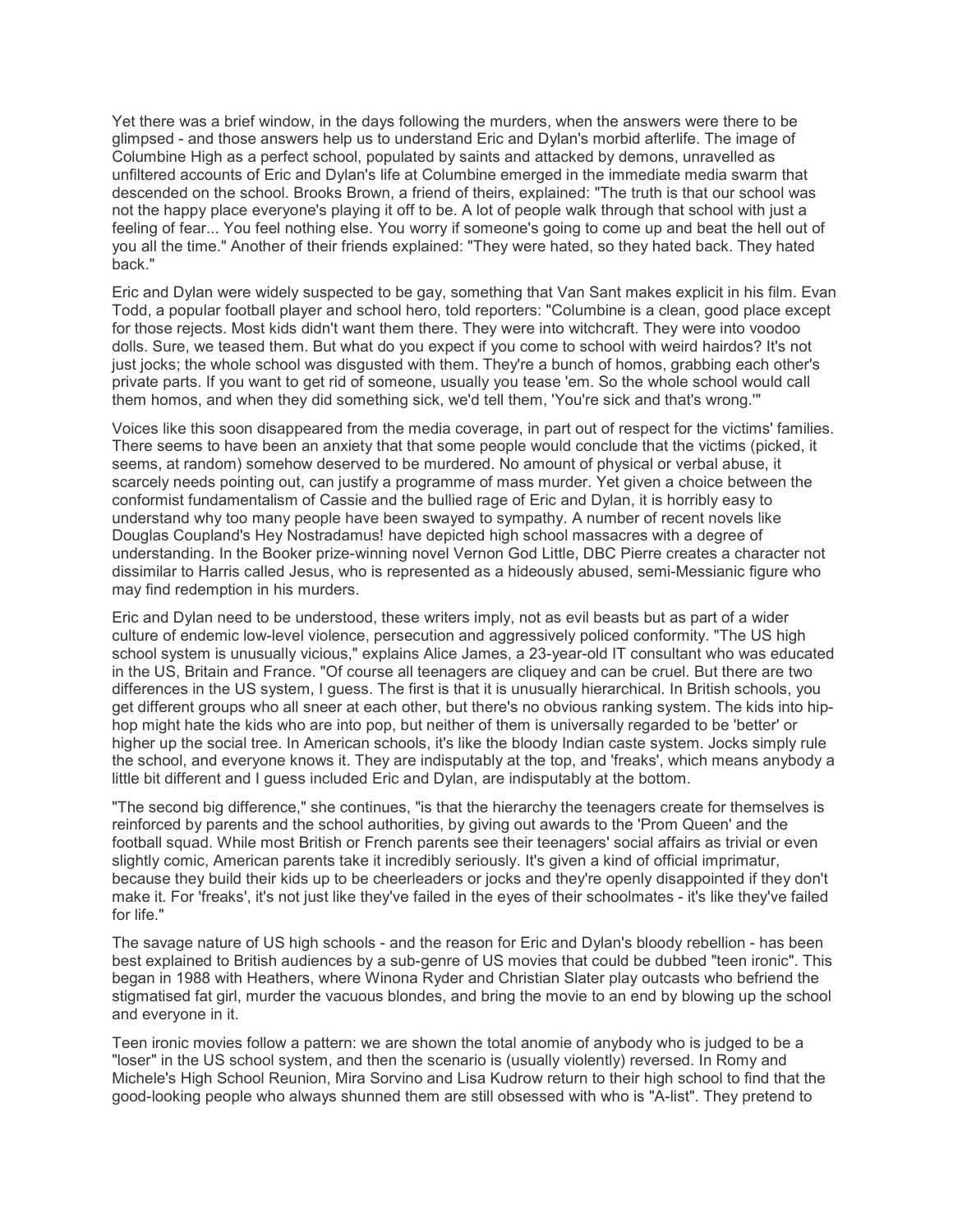Yet there was a brief window, in the days following the murders, when the answers were there to be glimpsed - and those answers help us to understand Eric and Dylan's morbid afterlife. The image of Columbine High as a perfect school, populated by saints and attacked by demons, unravelled as unfiltered accounts of Eric and Dylan's life at Columbine emerged in the immediate media swarm that descended on the school. Brooks Brown, a friend of theirs, explained: "The truth is that our school was not the happy place everyone's playing it off to be. A lot of people walk through that school with just a feeling of fear... You feel nothing else. You worry if someone's going to come up and beat the hell out of you all the time." Another of their friends explained: "They were hated, so they hated back. They hated back."

Eric and Dylan were widely suspected to be gay, something that Van Sant makes explicit in his film. Evan Todd, a popular football player and school hero, told reporters: "Columbine is a clean, good place except for those rejects. Most kids didn't want them there. They were into witchcraft. They were into voodoo dolls. Sure, we teased them. But what do you expect if you come to school with weird hairdos? It's not just jocks; the whole school was disgusted with them. They're a bunch of homos, grabbing each other's private parts. If you want to get rid of someone, usually you tease 'em. So the whole school would call them homos, and when they did something sick, we'd tell them, 'You're sick and that's wrong.'"

Voices like this soon disappeared from the media coverage, in part out of respect for the victims' families. There seems to have been an anxiety that that some people would conclude that the victims (picked, it seems, at random) somehow deserved to be murdered. No amount of physical or verbal abuse, it scarcely needs pointing out, can justify a programme of mass murder. Yet given a choice between the conformist fundamentalism of Cassie and the bullied rage of Eric and Dylan, it is horribly easy to understand why too many people have been swayed to sympathy. A number of recent novels like Douglas Coupland's Hey Nostradamus! have depicted high school massacres with a degree of understanding. In the Booker prize-winning novel Vernon God Little, DBC Pierre creates a character not dissimilar to Harris called Jesus, who is represented as a hideously abused, semi-Messianic figure who may find redemption in his murders.

Eric and Dylan need to be understood, these writers imply, not as evil beasts but as part of a wider culture of endemic low-level violence, persecution and aggressively policed conformity. "The US high school system is unusually vicious," explains Alice James, a 23-year-old IT consultant who was educated in the US, Britain and France. "Of course all teenagers are cliquey and can be cruel. But there are two differences in the US system, I guess. The first is that it is unusually hierarchical. In British schools, you get different groups who all sneer at each other, but there's no obvious ranking system. The kids into hip-hop might hate the kids who are into pop, but neither of them is universally regarded to be 'better' or higher up the social tree. In American schools, it's like the bloody Indian caste system. Jocks simply rule the school, and everyone knows it. They are indisputably at the top, and 'freaks', which means anybody a little bit different and I guess included Eric and Dylan, are indisputably at the bottom.

"The second big difference," she continues, "is that the hierarchy the teenagers create for themselves is reinforced by parents and the school authorities, by giving out awards to the 'Prom Queen' and the football squad. While most British or French parents see their teenagers' social affairs as trivial or even slightly comic, American parents take it incredibly seriously. It's given a kind of official imprimatur, because they build their kids up to be cheerleaders or jocks and they're openly disappointed if they don't make it. For 'freaks', it's not just like they've failed in the eyes of their schoolmates - it's like they've failed for life."

The savage nature of US high schools - and the reason for Eric and Dylan's bloody rebellion - has been best explained to British audiences by a sub-genre of US movies that could be dubbed "teen ironic". This began in 1988 with Heathers, where Winona Ryder and Christian Slater play outcasts who befriend the stigmatised fat girl, murder the vacuous blondes, and bring the movie to an end by blowing up the school and everyone in it.

Teen ironic movies follow a pattern: we are shown the total anomie of anybody who is judged to be a "loser" in the US school system, and then the scenario is (usually violently) reversed. In Romy and Michele's High School Reunion, Mira Sorvino and Lisa Kudrow return to their high school to find that the good-looking people who always shunned them are still obsessed with who is "A-list". They pretend to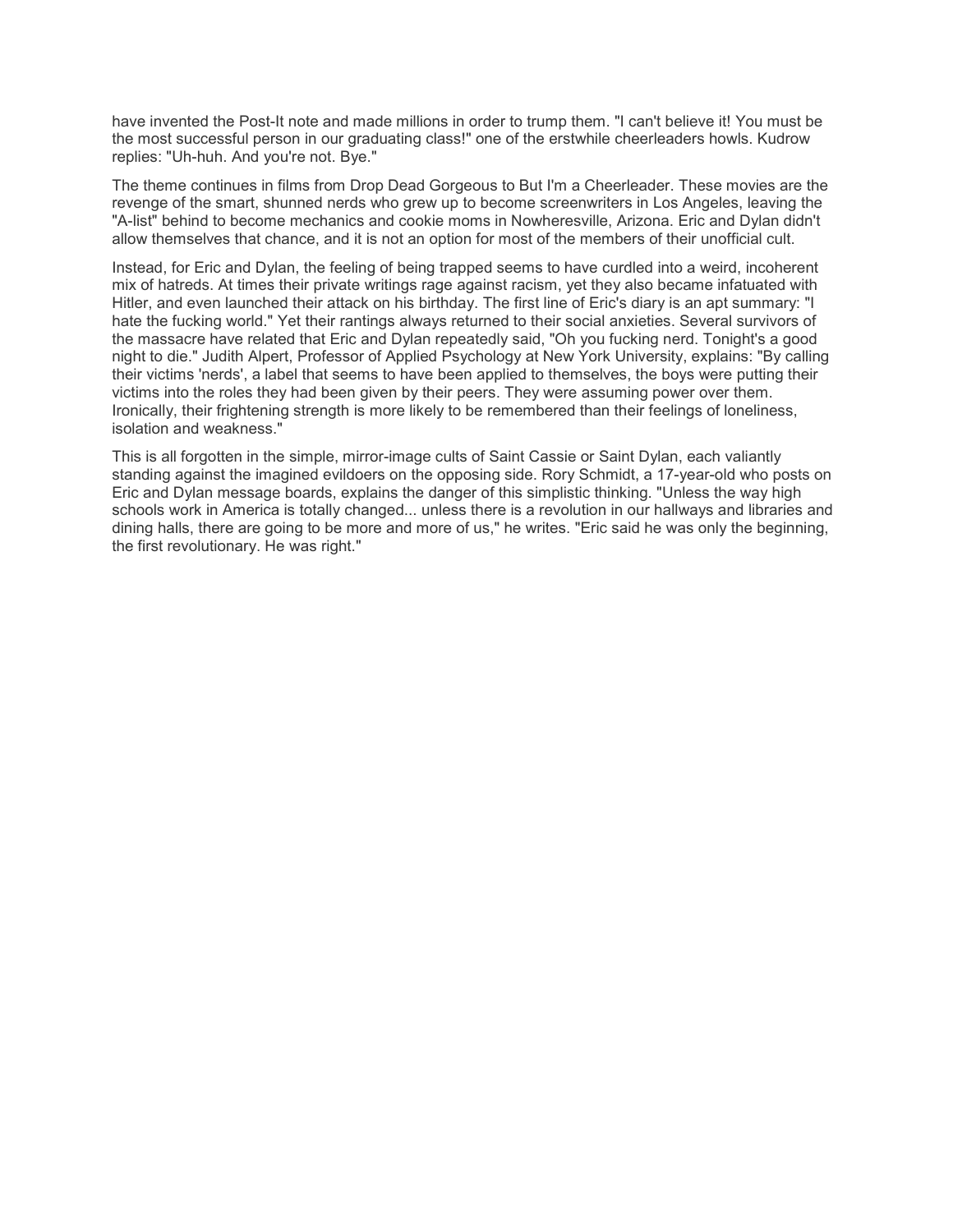have invented the Post-It note and made millions in order to trump them. "I can't believe it! You must be the most successful person in our graduating class!" one of the erstwhile cheerleaders howls. Kudrow replies: "Uh-huh. And you're not. Bye."

The theme continues in films from Drop Dead Gorgeous to But I'm a Cheerleader. These movies are the revenge of the smart, shunned nerds who grew up to become screenwriters in Los Angeles, leaving the "A-list" behind to become mechanics and cookie moms in Nowheresville, Arizona. Eric and Dylan didn't allow themselves that chance, and it is not an option for most of the members of their unofficial cult.

Instead, for Eric and Dylan, the feeling of being trapped seems to have curdled into a weird, incoherent mix of hatreds. At times their private writings rage against racism, yet they also became infatuated with Hitler, and even launched their attack on his birthday. The first line of Eric's diary is an apt summary: "I hate the fucking world." Yet their rantings always returned to their social anxieties. Several survivors of the massacre have related that Eric and Dylan repeatedly said, "Oh you fucking nerd. Tonight's a good night to die." Judith Alpert, Professor of Applied Psychology at New York University, explains: "By calling their victims 'nerds', a label that seems to have been applied to themselves, the boys were putting their victims into the roles they had been given by their peers. They were assuming power over them. Ironically, their frightening strength is more likely to be remembered than their feelings of loneliness, isolation and weakness."

This is all forgotten in the simple, mirror-image cults of Saint Cassie or Saint Dylan, each valiantly standing against the imagined evildoers on the opposing side. Rory Schmidt, a 17-year-old who posts on Eric and Dylan message boards, explains the danger of this simplistic thinking. "Unless the way high schools work in America is totally changed... unless there is a revolution in our hallways and libraries and dining halls, there are going to be more and more of us," he writes. "Eric said he was only the beginning, the first revolutionary. He was right."